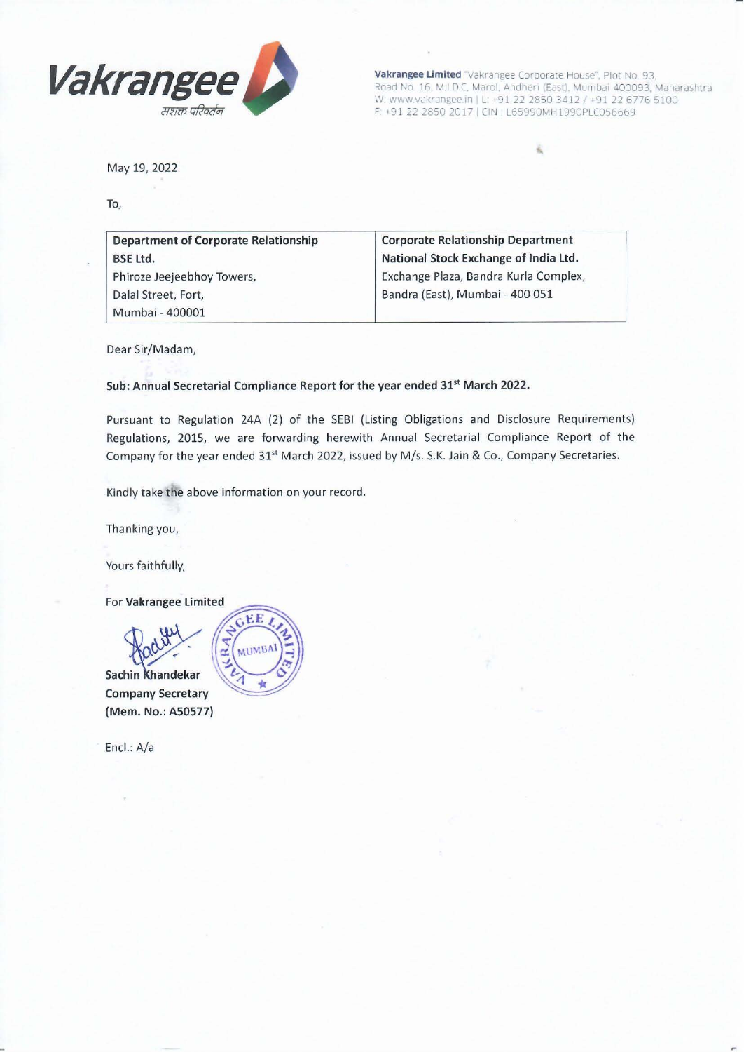**Vakrangee**
सशक्त परिवर्तन

**Vakrangee Limited** "Vakrangee Corporate House", Plot No. 93, Road No. 16, M.I.D.C. Marol, Andheri (East), Mumbai 400093, Maharashtra
W: www.vakrangee.in | L: +91 22 2850 3412 / +91 22 6776 5100
F: +91 22 2850 2017 | CIN : L65990MH1990PLC056669

May 19, 2022

To,

| | |
|---|---|
| **Department of Corporate Relationship**<br>**BSE Ltd.**<br>Phiroze Jeejeebhoy Towers,<br>Dalal Street, Fort,<br>Mumbai - 400001 | **Corporate Relationship Department**<br>**National Stock Exchange of India Ltd.**<br>Exchange Plaza, Bandra Kurla Complex,<br>Bandra (East), Mumbai - 400 051 |

Dear Sir/Madam,

**Sub: Annual Secretarial Compliance Report for the year ended 31st March 2022.**

Pursuant to Regulation 24A (2) of the SEBI (Listing Obligations and Disclosure Requirements) Regulations, 2015, we are forwarding herewith Annual Secretarial Compliance Report of the Company for the year ended 31st March 2022, issued by M/s. S.K. Jain & Co., Company Secretaries.

Kindly take the above information on your record.

Thanking you,

Yours faithfully,

For **Vakrangee Limited**

**Sachin Khandekar**
**Company Secretary**
**(Mem. No.: A50577)**

Encl.: A/a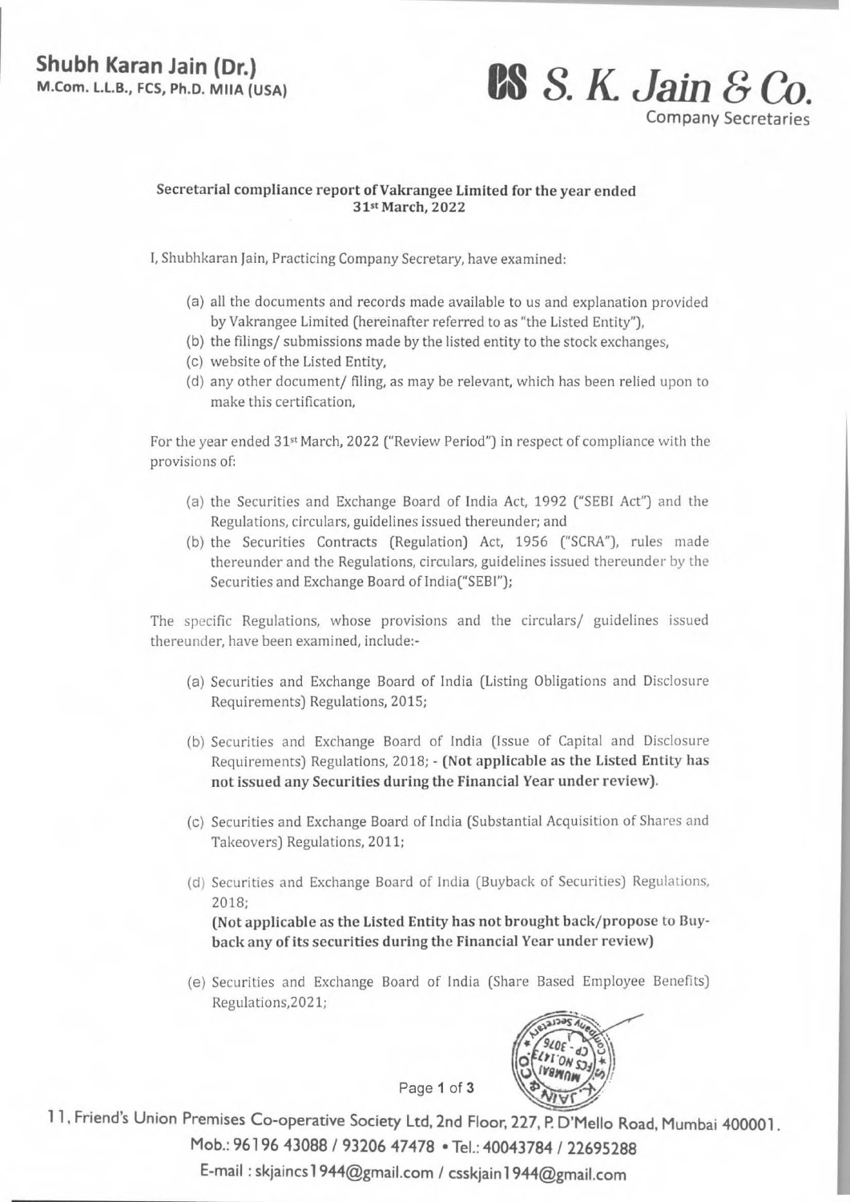**Shubh Karan Jain (Dr.)**
**M.Com. L.L.B., FCS, Ph.D. MIIA (USA)**

**CS S. K. Jain & Co.**
Company Secretaries

**Secretarial compliance report of Vakrangee Limited for the year ended 31st March, 2022**

I, Shubhkaran Jain, Practicing Company Secretary, have examined:

(a) all the documents and records made available to us and explanation provided by Vakrangee Limited (hereinafter referred to as "the Listed Entity"),
(b) the filings/ submissions made by the listed entity to the stock exchanges,
(c) website of the Listed Entity,
(d) any other document/ filing, as may be relevant, which has been relied upon to make this certification,

For the year ended 31st March, 2022 ("Review Period") in respect of compliance with the provisions of:

(a) the Securities and Exchange Board of India Act, 1992 ("SEBI Act") and the Regulations, circulars, guidelines issued thereunder; and
(b) the Securities Contracts (Regulation) Act, 1956 ("SCRA"), rules made thereunder and the Regulations, circulars, guidelines issued thereunder by the Securities and Exchange Board of India("SEBI");

The specific Regulations, whose provisions and the circulars/ guidelines issued thereunder, have been examined, include:-

(a) Securities and Exchange Board of India (Listing Obligations and Disclosure Requirements) Regulations, 2015;

(b) Securities and Exchange Board of India (Issue of Capital and Disclosure Requirements) Regulations, 2018; - **(Not applicable as the Listed Entity has not issued any Securities during the Financial Year under review)**.

(c) Securities and Exchange Board of India (Substantial Acquisition of Shares and Takeovers) Regulations, 2011;

(d) Securities and Exchange Board of India (Buyback of Securities) Regulations, 2018;
**(Not applicable as the Listed Entity has not brought back/propose to Buy-back any of its securities during the Financial Year under review)**

(e) Securities and Exchange Board of India (Share Based Employee Benefits) Regulations,2021;

11, Friend's Union Premises Co-operative Society Ltd, 2nd Floor, 227, P. D'Mello Road, Mumbai 400001.
Mob.: 96196 43088 / 93206 47478 • Tel.: 40043784 / 22695288
E-mail : skjaincs1944@gmail.com / csskjain1944@gmail.com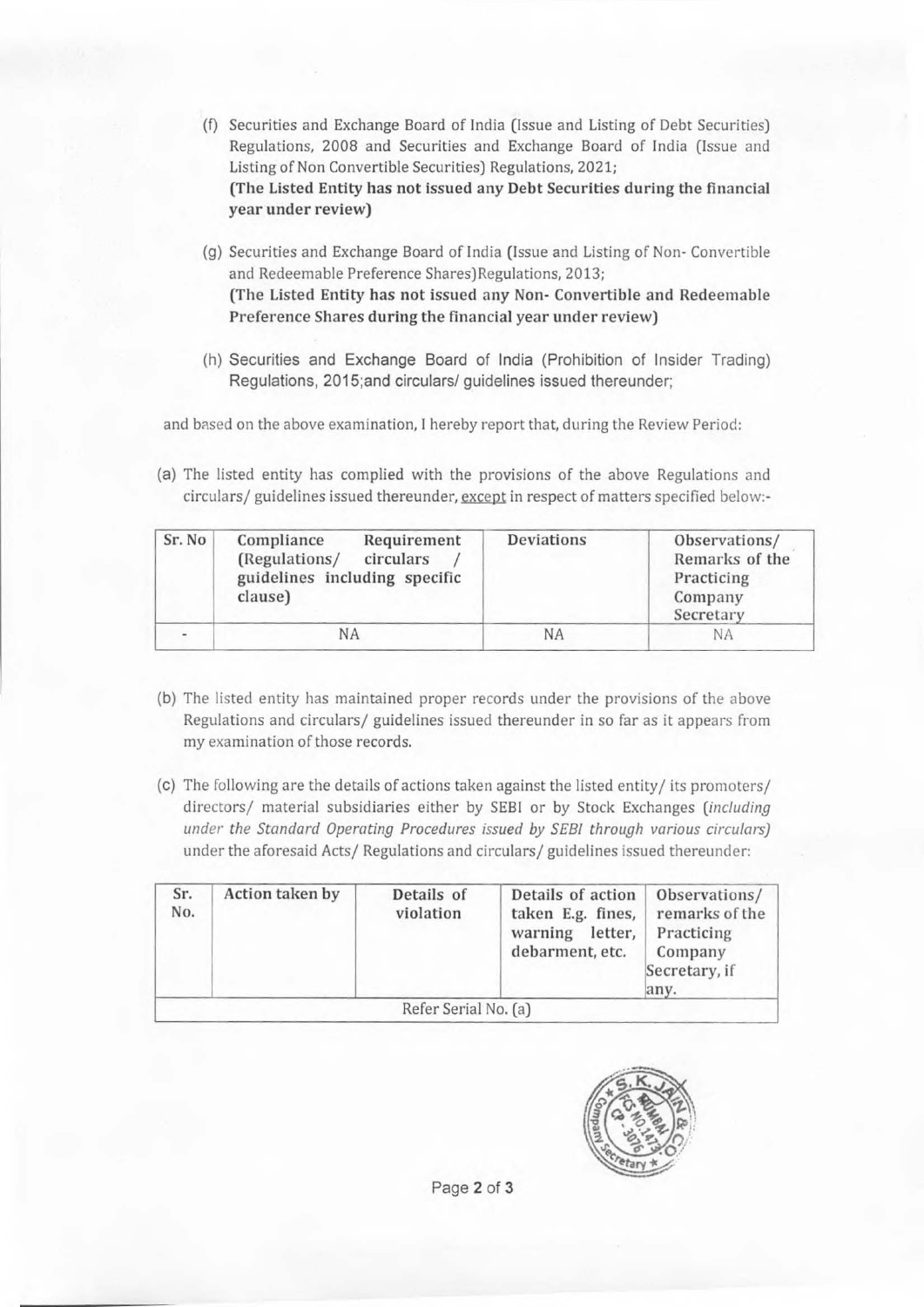(f) Securities and Exchange Board of India (Issue and Listing of Debt Securities) Regulations, 2008 and Securities and Exchange Board of India (Issue and Listing of Non Convertible Securities) Regulations, 2021;
**(The Listed Entity has not issued any Debt Securities during the financial year under review)**

(g) Securities and Exchange Board of India (Issue and Listing of Non- Convertible and Redeemable Preference Shares)Regulations, 2013;
**(The Listed Entity has not issued any Non- Convertible and Redeemable Preference Shares during the financial year under review)**

(h) Securities and Exchange Board of India (Prohibition of Insider Trading) Regulations, 2015;and circulars/ guidelines issued thereunder;

and based on the above examination, I hereby report that, during the Review Period:

(a) The listed entity has complied with the provisions of the above Regulations and circulars/ guidelines issued thereunder, except in respect of matters specified below:-

| Sr. No | Compliance Requirement (Regulations/ circulars / guidelines including specific clause) | Deviations | Observations/ Remarks of the Practicing Company Secretary |
|---|---|---|---|
| - | NA | NA | NA |

(b) The listed entity has maintained proper records under the provisions of the above Regulations and circulars/ guidelines issued thereunder in so far as it appears from my examination of those records.

(c) The following are the details of actions taken against the listed entity/ its promoters/ directors/ material subsidiaries either by SEBI or by Stock Exchanges *(including under the Standard Operating Procedures issued by SEBI through various circulars)* under the aforesaid Acts/ Regulations and circulars/ guidelines issued thereunder:

| Sr. No. | Action taken by | Details of violation | Details of action taken E.g. fines, warning letter, debarment, etc. | Observations/ remarks of the Practicing Company Secretary, if any. |
|---|---|---|---|---|
| Refer Serial No. (a) | | | | |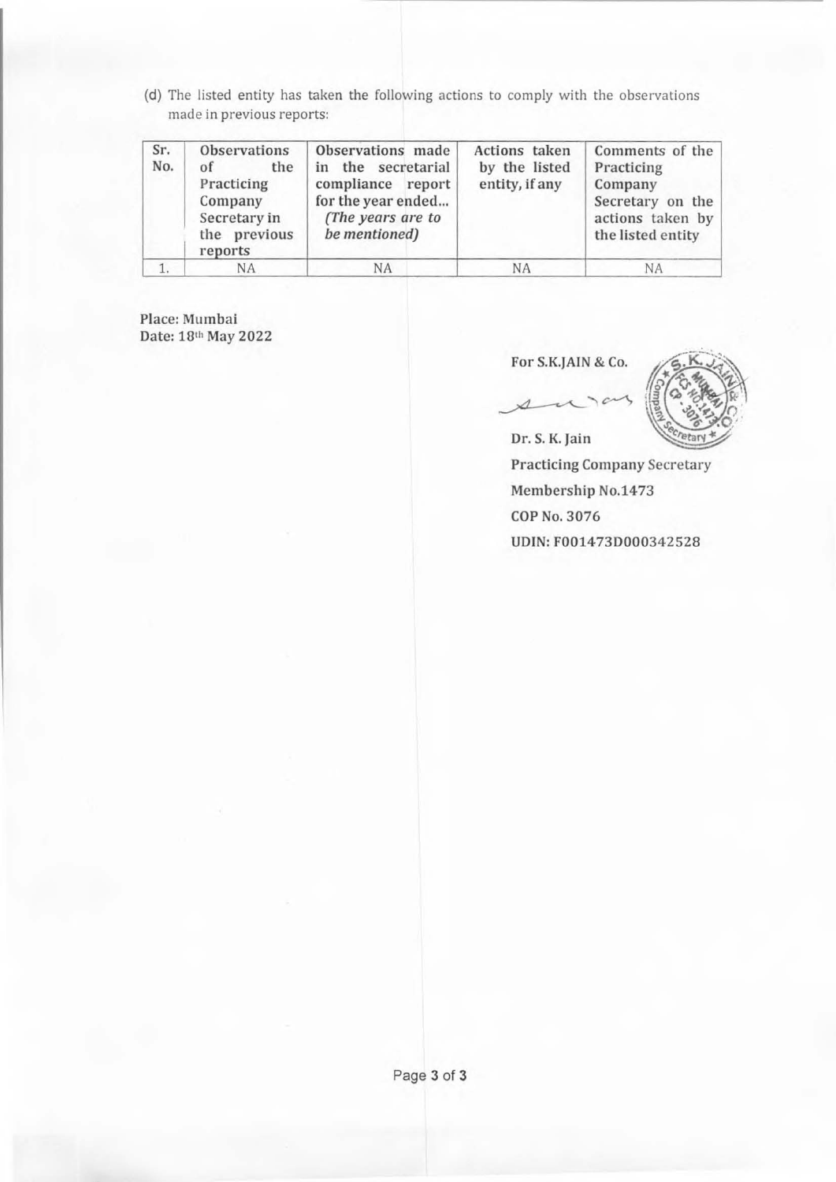(d) The listed entity has taken the following actions to comply with the observations made in previous reports:

| Sr. No. | Observations of the Practicing Company Secretary in the previous reports | Observations made in the secretarial compliance report for the year ended... *(The years are to be mentioned)* | Actions taken by the listed entity, if any | Comments of the Practicing Company Secretary on the actions taken by the listed entity |
|---|---|---|---|---|
| 1. | NA | NA | NA | NA |

Place: Mumbai
Date: 18th May 2022

For S.K.JAIN & Co.

Dr. S. K. Jain
Practicing Company Secretary
Membership No.1473
COP No. 3076
UDIN: F001473D000342528